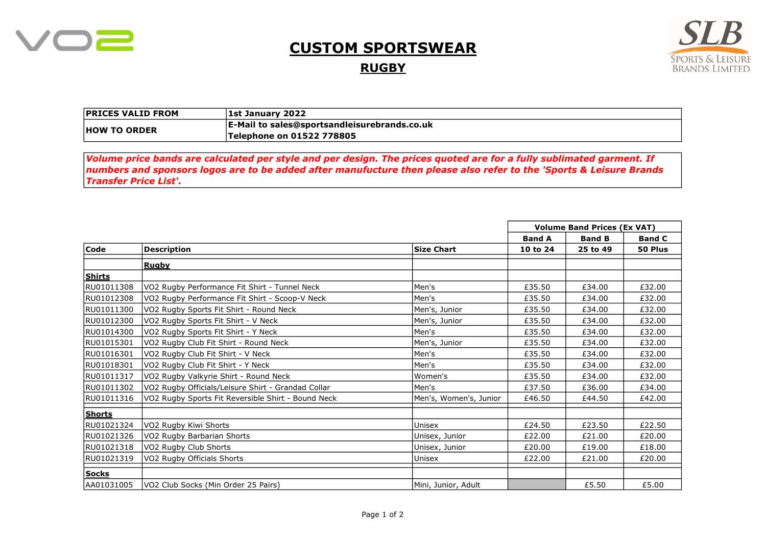# CUSTOM SPORTSWEAR

## RUGBY

| PRICES VALID FROM | 1st January 2022 |
|---|---|
| HOW TO ORDER | E-Mail to sales@sportsandleisurebrands.co.uk<br>Telephone on 01522 778805 |

***Volume price bands are calculated per style and per design. The prices quoted are for a fully sublimated garment. If numbers and sponsors logos are to be added after manufucture then please also refer to the 'Sports & Leisure Brands Transfer Price List'.***

| | | | Volume Band Prices (Ex VAT) | | |
|---|---|---|---|---|---|
| | | | Band A | Band B | Band C |
| **Code** | **Description** | **Size Chart** | **10 to 24** | **25 to 49** | **50 Plus** |
| | **Rugby** | | | | |
| **Shirts** | | | | | |
| RU01011308 | VO2 Rugby Performance Fit Shirt - Tunnel Neck | Men's | £35.50 | £34.00 | £32.00 |
| RU01012308 | VO2 Rugby Performance Fit Shirt - Scoop-V Neck | Men's | £35.50 | £34.00 | £32.00 |
| RU01011300 | VO2 Rugby Sports Fit Shirt - Round Neck | Men's, Junior | £35.50 | £34.00 | £32.00 |
| RU01012300 | VO2 Rugby Sports Fit Shirt - V Neck | Men's, Junior | £35.50 | £34.00 | £32.00 |
| RU01014300 | VO2 Rugby Sports Fit Shirt - Y Neck | Men's | £35.50 | £34.00 | £32.00 |
| RU01015301 | VO2 Rugby Club Fit Shirt - Round Neck | Men's, Junior | £35.50 | £34.00 | £32.00 |
| RU01016301 | VO2 Rugby Club Fit Shirt - V Neck | Men's | £35.50 | £34.00 | £32.00 |
| RU01018301 | VO2 Rugby Club Fit Shirt - Y Neck | Men's | £35.50 | £34.00 | £32.00 |
| RU01011317 | VO2 Rugby Valkyrie Shirt - Round Neck | Women's | £35.50 | £34.00 | £32.00 |
| RU01011302 | VO2 Rugby Officials/Leisure Shirt - Grandad Collar | Men's | £37.50 | £36.00 | £34.00 |
| RU01011316 | VO2 Rugby Sports Fit Reversible Shirt - Bound Neck | Men's, Women's, Junior | £46.50 | £44.50 | £42.00 |
| **Shorts** | | | | | |
| RU01021324 | VO2 Rugby Kiwi Shorts | Unisex | £24.50 | £23.50 | £22.50 |
| RU01021326 | VO2 Rugby Barbarian Shorts | Unisex, Junior | £22.00 | £21.00 | £20.00 |
| RU01021318 | VO2 Rugby Club Shorts | Unisex, Junior | £20.00 | £19.00 | £18.00 |
| RU01021319 | VO2 Rugby Officials Shorts | Unisex | £22.00 | £21.00 | £20.00 |
| **Socks** | | | | | |
| AA01031005 | VO2 Club Socks (Min Order 25 Pairs) | Mini, Junior, Adult | | £5.50 | £5.00 |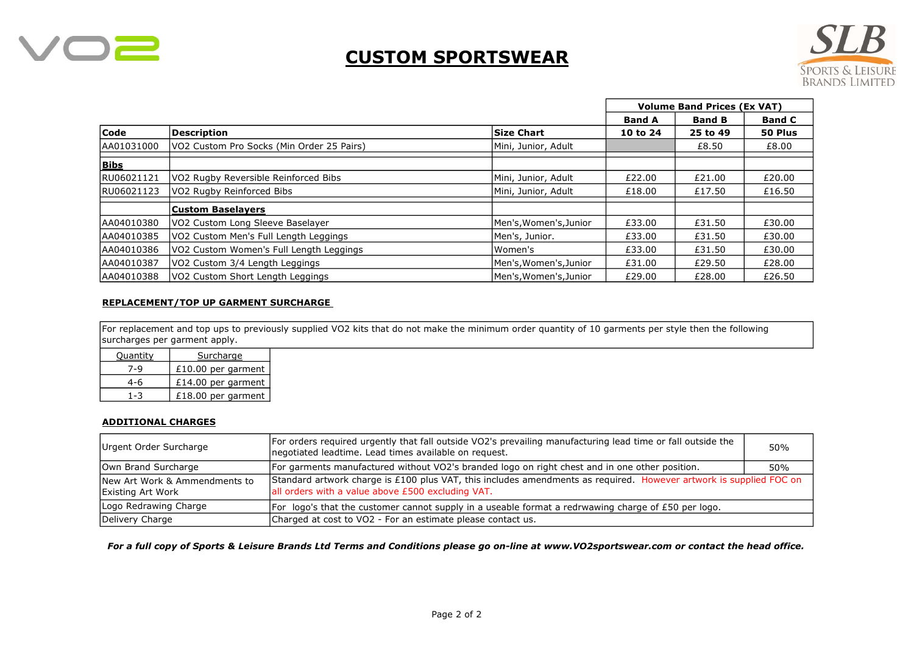# CUSTOM SPORTSWEAR

| | | | Volume Band Prices (Ex VAT) | | |
|---|---|---|---|---|---|
| | | | **Band A** | **Band B** | **Band C** |
| **Code** | **Description** | **Size Chart** | **10 to 24** | **25 to 49** | **50 Plus** |
| AA01031000 | VO2 Custom Pro Socks (Min Order 25 Pairs) | Mini, Junior, Adult | | £8.50 | £8.00 |
| **Bibs** | | | | | |
| RU06021121 | VO2 Rugby Reversible Reinforced Bibs | Mini, Junior, Adult | £22.00 | £21.00 | £20.00 |
| RU06021123 | VO2 Rugby Reinforced Bibs | Mini, Junior, Adult | £18.00 | £17.50 | £16.50 |
| | **Custom Baselayers** | | | | |
| AA04010380 | VO2 Custom Long Sleeve Baselayer | Men's,Women's,Junior | £33.00 | £31.50 | £30.00 |
| AA04010385 | VO2 Custom Men's Full Length Leggings | Men's, Junior. | £33.00 | £31.50 | £30.00 |
| AA04010386 | VO2 Custom Women's Full Length Leggings | Women's | £33.00 | £31.50 | £30.00 |
| AA04010387 | VO2 Custom 3/4 Length Leggings | Men's,Women's,Junior | £31.00 | £29.50 | £28.00 |
| AA04010388 | VO2 Custom Short Length Leggings | Men's,Women's,Junior | £29.00 | £28.00 | £26.50 |

## REPLACEMENT/TOP UP GARMENT SURCHARGE

For replacement and top ups to previously supplied VO2 kits that do not make the minimum order quantity of 10 garments per style then the following surcharges per garment apply.

| Quantity | Surcharge |
|---|---|
| 7-9 | £10.00 per garment |
| 4-6 | £14.00 per garment |
| 1-3 | £18.00 per garment |

## ADDITIONAL CHARGES

| | | |
|---|---|---|
| Urgent Order Surcharge | For orders required urgently that fall outside VO2's prevailing manufacturing lead time or fall outside the negotiated leadtime. Lead times available on request. | 50% |
| Own Brand Surcharge | For garments manufactured without VO2's branded logo on right chest and in one other position. | 50% |
| New Art Work & Ammendments to Existing Art Work | Standard artwork charge is £100 plus VAT, this includes amendments as required. However artwork is supplied FOC on all orders with a value above £500 excluding VAT. | |
| Logo Redrawing Charge | For logo's that the customer cannot supply in a useable format a redrwawing charge of £50 per logo. | |
| Delivery Charge | Charged at cost to VO2 - For an estimate please contact us. | |

***For a full copy of Sports & Leisure Brands Ltd Terms and Conditions please go on-line at www.VO2sportswear.com or contact the head office.***